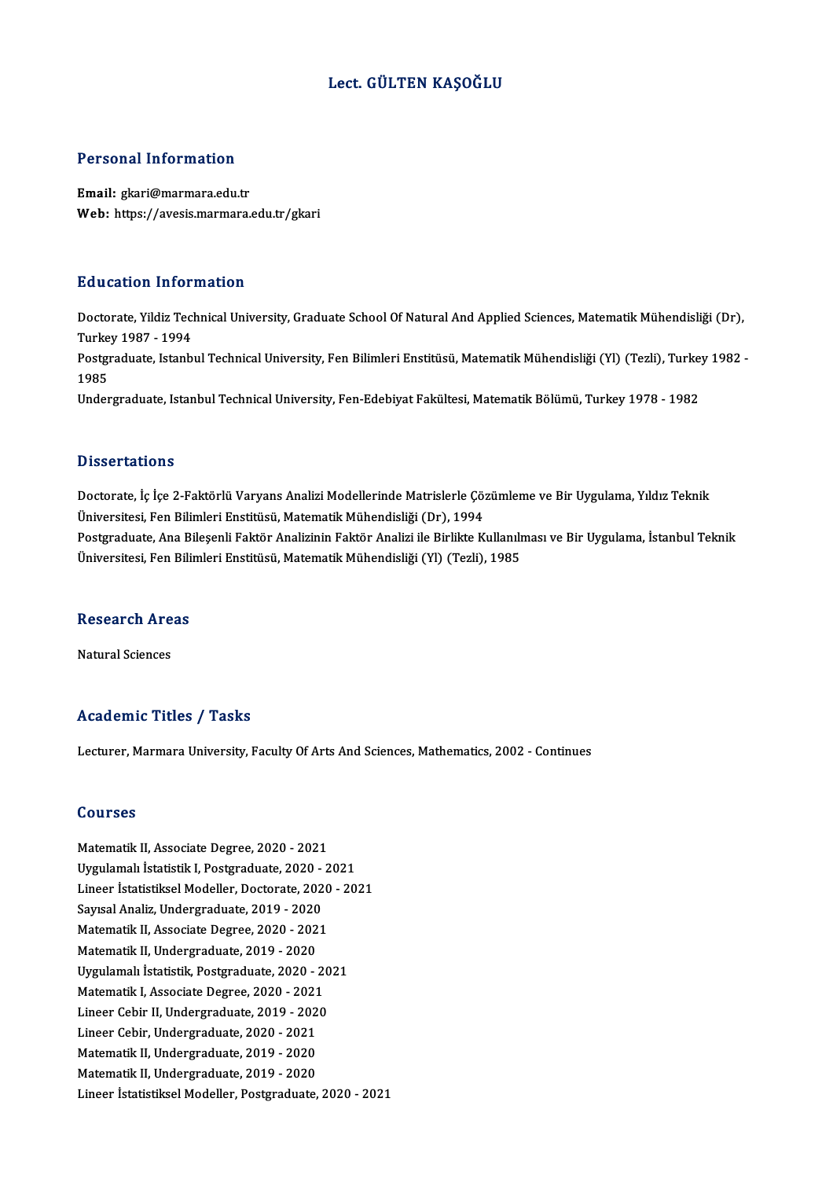# Lect. GÜLTEN KAŞOĞLU

## Personal Information

**Email:** gkari@marmara.edu.tr
**Web:** https://avesis.marmara.edu.tr/gkari

## Education Information

Doctorate, Yildiz Technical University, Graduate School Of Natural And Applied Sciences, Matematik Mühendisliği (Dr), Turkey 1987 - 1994
Postgraduate, Istanbul Technical University, Fen Bilimleri Enstitüsü, Matematik Mühendisliği (Yl) (Tezli), Turkey 1982 - 1985
Undergraduate, Istanbul Technical University, Fen-Edebiyat Fakültesi, Matematik Bölümü, Turkey 1978 - 1982

## Dissertations

Doctorate, İç İçe 2-Faktörlü Varyans Analizi Modellerinde Matrislerle Çözümleme ve Bir Uygulama, Yıldız Teknik Üniversitesi, Fen Bilimleri Enstitüsü, Matematik Mühendisliği (Dr), 1994
Postgraduate, Ana Bileşenli Faktör Analizinin Faktör Analizi ile Birlikte Kullanılması ve Bir Uygulama, İstanbul Teknik Üniversitesi, Fen Bilimleri Enstitüsü, Matematik Mühendisliği (Yl) (Tezli), 1985

## Research Areas

Natural Sciences

## Academic Titles / Tasks

Lecturer, Marmara University, Faculty Of Arts And Sciences, Mathematics, 2002 - Continues

## Courses

Matematik II, Associate Degree, 2020 - 2021
Uygulamalı İstatistik I, Postgraduate, 2020 - 2021
Lineer İstatistiksel Modeller, Doctorate, 2020 - 2021
Sayısal Analiz, Undergraduate, 2019 - 2020
Matematik II, Associate Degree, 2020 - 2021
Matematik II, Undergraduate, 2019 - 2020
Uygulamalı İstatistik, Postgraduate, 2020 - 2021
Matematik I, Associate Degree, 2020 - 2021
Lineer Cebir II, Undergraduate, 2019 - 2020
Lineer Cebir, Undergraduate, 2020 - 2021
Matematik II, Undergraduate, 2019 - 2020
Matematik II, Undergraduate, 2019 - 2020
Lineer İstatistiksel Modeller, Postgraduate, 2020 - 2021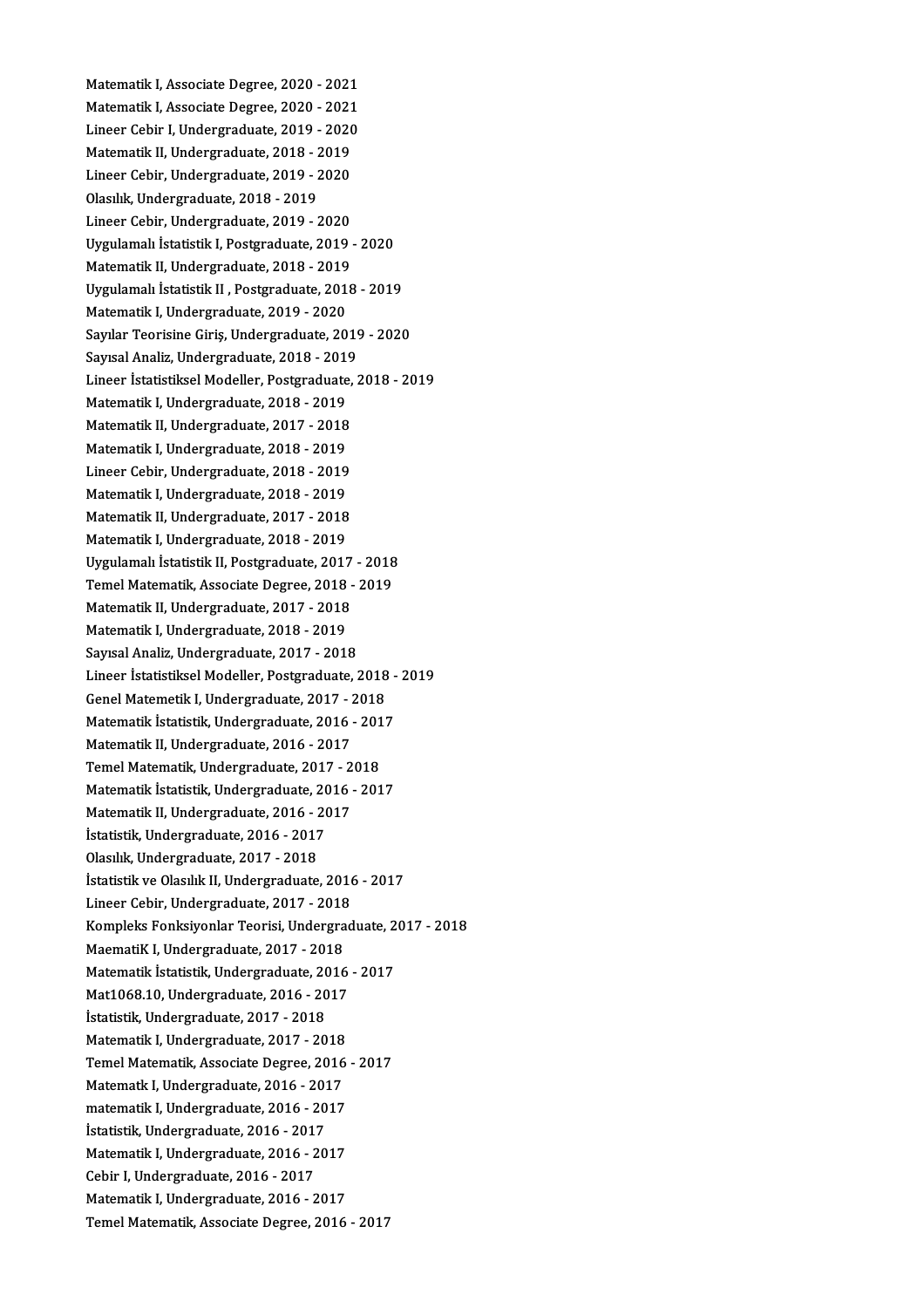Matematik I, Associate Degree, 2020 - 2021
Matematik I, Associate Degree, 2020 - 2021
Lineer Cebir I, Undergraduate, 2019 - 2020
Matematik II, Undergraduate, 2018 - 2019
Lineer Cebir, Undergraduate, 2019 - 2020
Olasılık, Undergraduate, 2018 - 2019
Lineer Cebir, Undergraduate, 2019 - 2020
Uygulamalı İstatistik I, Postgraduate, 2019 - 2020
Matematik II, Undergraduate, 2018 - 2019
Uygulamalı İstatistik II , Postgraduate, 2018 - 2019
Matematik I, Undergraduate, 2019 - 2020
Sayılar Teorisine Giriş, Undergraduate, 2019 - 2020
Sayısal Analiz, Undergraduate, 2018 - 2019
Lineer İstatistiksel Modeller, Postgraduate, 2018 - 2019
Matematik I, Undergraduate, 2018 - 2019
Matematik II, Undergraduate, 2017 - 2018
Matematik I, Undergraduate, 2018 - 2019
Lineer Cebir, Undergraduate, 2018 - 2019
Matematik I, Undergraduate, 2018 - 2019
Matematik II, Undergraduate, 2017 - 2018
Matematik I, Undergraduate, 2018 - 2019
Uygulamalı İstatistik II, Postgraduate, 2017 - 2018
Temel Matematik, Associate Degree, 2018 - 2019
Matematik II, Undergraduate, 2017 - 2018
Matematik I, Undergraduate, 2018 - 2019
Sayısal Analiz, Undergraduate, 2017 - 2018
Lineer İstatistiksel Modeller, Postgraduate, 2018 - 2019
Genel Matemetik I, Undergraduate, 2017 - 2018
Matematik İstatistik, Undergraduate, 2016 - 2017
Matematik II, Undergraduate, 2016 - 2017
Temel Matematik, Undergraduate, 2017 - 2018
Matematik İstatistik, Undergraduate, 2016 - 2017
Matematik II, Undergraduate, 2016 - 2017
İstatistik, Undergraduate, 2016 - 2017
Olasılık, Undergraduate, 2017 - 2018
İstatistik ve Olasılık II, Undergraduate, 2016 - 2017
Lineer Cebir, Undergraduate, 2017 - 2018
Kompleks Fonksiyonlar Teorisi, Undergraduate, 2017 - 2018
MaematiK I, Undergraduate, 2017 - 2018
Matematik İstatistik, Undergraduate, 2016 - 2017
Mat1068.10, Undergraduate, 2016 - 2017
İstatistik, Undergraduate, 2017 - 2018
Matematik I, Undergraduate, 2017 - 2018
Temel Matematik, Associate Degree, 2016 - 2017
Matematk I, Undergraduate, 2016 - 2017
matematik I, Undergraduate, 2016 - 2017
İstatistik, Undergraduate, 2016 - 2017
Matematik I, Undergraduate, 2016 - 2017
Cebir I, Undergraduate, 2016 - 2017
Matematik I, Undergraduate, 2016 - 2017
Temel Matematik, Associate Degree, 2016 - 2017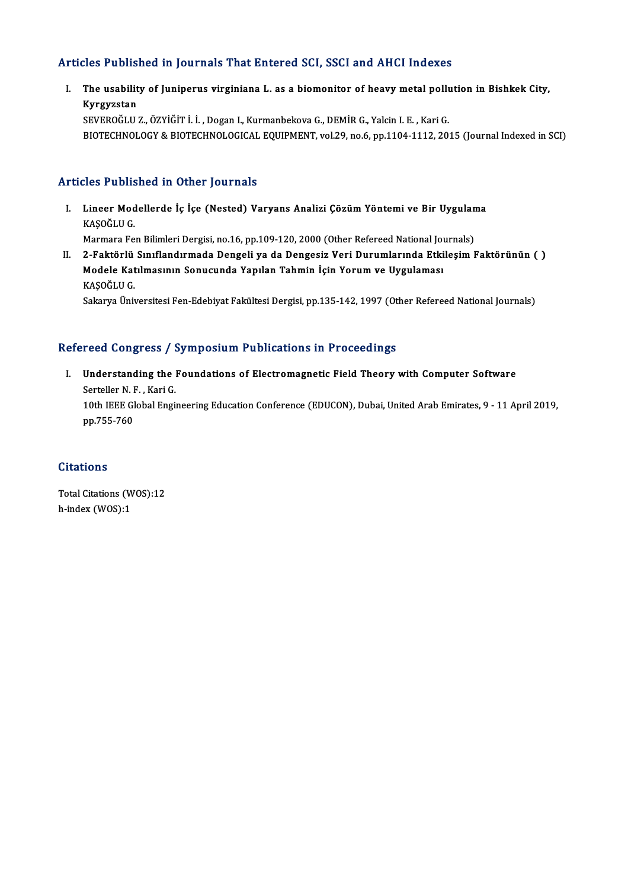## Articles Published in Journals That Entered SCI, SSCI and AHCI Indexes

I. **The usability of Juniperus virginiana L. as a biomonitor of heavy metal pollution in Bishkek City, Kyrgyzstan**
SEVEROĞLU Z., ÖZYİĞİT İ. İ. , Dogan I., Kurmanbekova G., DEMİR G., Yalcin I. E. , Kari G.
BIOTECHNOLOGY & BIOTECHNOLOGICAL EQUIPMENT, vol.29, no.6, pp.1104-1112, 2015 (Journal Indexed in SCI)

## Articles Published in Other Journals

I. **Lineer Modellerde İç İçe (Nested) Varyans Analizi Çözüm Yöntemi ve Bir Uygulama**
KAŞOĞLU G.
Marmara Fen Bilimleri Dergisi, no.16, pp.109-120, 2000 (Other Refereed National Journals)

II. **2-Faktörlü Sınıflandırmada Dengeli ya da Dengesiz Veri Durumlarında Etkileşim Faktörünün ( ) Modele Katılmasının Sonucunda Yapılan Tahmin İçin Yorum ve Uygulaması**
KAŞOĞLU G.
Sakarya Üniversitesi Fen-Edebiyat Fakültesi Dergisi, pp.135-142, 1997 (Other Refereed National Journals)

## Refereed Congress / Symposium Publications in Proceedings

I. **Understanding the Foundations of Electromagnetic Field Theory with Computer Software**
Serteller N. F. , Kari G.
10th IEEE Global Engineering Education Conference (EDUCON), Dubai, United Arab Emirates, 9 - 11 April 2019, pp.755-760

## Citations

Total Citations (WOS):12
h-index (WOS):1